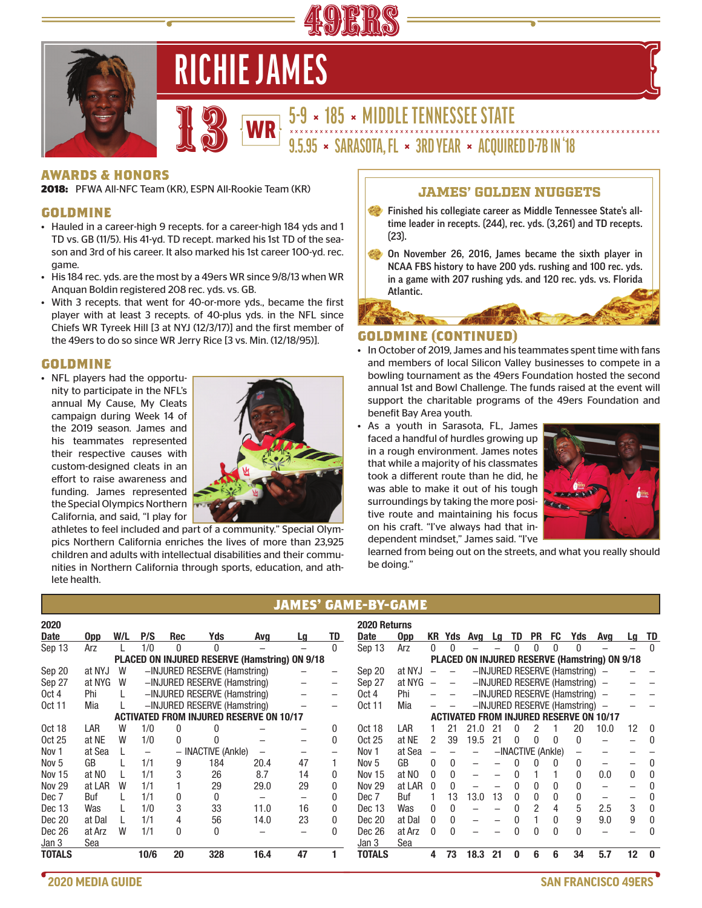# RICHIE JAMES

**13** | **WR** | 5-9 × 185 × MIDDLE TENNESSEE STATE

9.5.95 × SARASOTA, FL × 3RD YEAR × ACQUIRED D-7B IN '18

## AWARDS & HONORS

**2018:** PFWA All-NFC Team (KR), ESPN All-Rookie Team (KR)

## GOLDMINE

- Hauled in a career-high 9 recepts. for a career-high 184 yds and 1 TD vs. GB (11/5). His 41-yd. TD recept. marked his 1st TD of the season and 3rd of his career. It also marked his 1st career 100-yd. rec. game.
- His 184 rec. yds. are the most by a 49ers WR since 9/8/13 when WR Anquan Boldin registered 208 rec. yds. vs. GB.
- With 3 recepts. that went for 40-or-more yds., became the first player with at least 3 recepts. of 40-plus yds. in the NFL since Chiefs WR Tyreek Hill [3 at NYJ (12/3/17)] and the first member of the 49ers to do so since WR Jerry Rice [3 vs. Min. (12/18/95)].

## GOLDMINE

- NFL players had the opportunity to participate in the NFL's annual My Cause, My Cleats campaign during Week 14 of the 2019 season. James and his teammates represented their respective causes with custom-designed cleats in an effort to raise awareness and funding. James represented the Special Olympics Northern California, and said, "I play for athletes to feel included and part of a community." Special Olympics Northern California enriches the lives of more than 23,925 children and adults with intellectual disabilities and their communities in Northern California through sports, education, and athlete health.

## JAMES' GOLDEN NUGGETS

- Finished his collegiate career as Middle Tennessee State's all-time leader in recepts. (244), rec. yds. (3,261) and TD recepts. (23).
- On November 26, 2016, James became the sixth player in NCAA FBS history to have 200 yds. rushing and 100 rec. yds. in a game with 207 rushing yds. and 120 rec. yds. vs. Florida Atlantic.

## GOLDMINE (CONTINUED)

- In October of 2019, James and his teammates spent time with fans and members of local Silicon Valley businesses to compete in a bowling tournament as the 49ers Foundation hosted the second annual 1st and Bowl Challenge. The funds raised at the event will support the charitable programs of the 49ers Foundation and benefit Bay Area youth.
- As a youth in Sarasota, FL, James faced a handful of hurdles growing up in a rough environment. James notes that while a majority of his classmates took a different route than he did, he was able to make it out of his tough surroundings by taking the more positive route and maintaining his focus on his craft. "I've always had that independent mindset," James said. "I've learned from being out on the streets, and what you really should be doing."

## JAMES' GAME-BY-GAME

**2020**

| Date | Opp | W/L | P/S | Rec | Yds | Avg | Lg | TD |
|---|---|---|---|---|---|---|---|---|
| Sep 13 | Arz | L | 1/0 | 0 | 0 | – | – | 0 |
| PLACED ON INJURED RESERVE (Hamstring) ON 9/18 | | | | | | | | |
| Sep 20 | at NYJ | W | –INJURED RESERVE (Hamstring) | | | | – | – |
| Sep 27 | at NYG | W | –INJURED RESERVE (Hamstring) | | | | – | – |
| Oct 4 | Phi | L | –INJURED RESERVE (Hamstring) | | | | – | – |
| Oct 11 | Mia | L | –INJURED RESERVE (Hamstring) | | | | – | – |
| ACTIVATED FROM INJURED RESERVE ON 10/17 | | | | | | | | |
| Oct 18 | LAR | W | 1/0 | 0 | 0 | – | – | 0 |
| Oct 25 | at NE | W | 1/0 | 0 | 0 | – | – | 0 |
| Nov 1 | at Sea | L | – | – INACTIVE (Ankle) | | – | – | – |
| Nov 5 | GB | L | 1/1 | 9 | 184 | 20.4 | 47 | 1 |
| Nov 15 | at NO | L | 1/1 | 3 | 26 | 8.7 | 14 | 0 |
| Nov 29 | at LAR | W | 1/1 | 1 | 29 | 29.0 | 29 | 0 |
| Dec 7 | Buf | L | 1/1 | 0 | 0 | – | – | 0 |
| Dec 13 | Was | L | 1/0 | 3 | 33 | 11.0 | 16 | 0 |
| Dec 20 | at Dal | L | 1/1 | 4 | 56 | 14.0 | 23 | 0 |
| Dec 26 | at Arz | W | 1/1 | 0 | 0 | – | – | 0 |
| Jan 3 | Sea | | | | | | | |
| **TOTALS** | | | **10/6** | **20** | **328** | **16.4** | **47** | **1** |

**2020 Returns**

| Date | Opp | KR | Yds | Avg | Lg | TD | PR | FC | Yds | Avg | Lg | TD |
|---|---|---|---|---|---|---|---|---|---|---|---|---|
| Sep 13 | Arz | 0 | 0 | – | – | 0 | 0 | 0 | 0 | – | – | 0 |
| PLACED ON INJURED RESERVE (Hamstring) ON 9/18 | | | | | | | | | | | | |
| Sep 20 | at NYJ | – | – | –INJURED RESERVE (Hamstring) | | | | | | – | – | – |
| Sep 27 | at NYG | – | – | –INJURED RESERVE (Hamstring) | | | | | | – | – | – |
| Oct 4 | Phi | – | – | –INJURED RESERVE (Hamstring) | | | | | | – | – | – |
| Oct 11 | Mia | – | – | –INJURED RESERVE (Hamstring) | | | | | | – | – | – |
| ACTIVATED FROM INJURED RESERVE ON 10/17 | | | | | | | | | | | | |
| Oct 18 | LAR | 1 | 21 | 21.0 | 21 | 0 | 2 | 1 | 20 | 10.0 | 12 | 0 |
| Oct 25 | at NE | 2 | 39 | 19.5 | 21 | 0 | 0 | 0 | 0 | – | – | 0 |
| Nov 1 | at Sea | – | – | – | –INACTIVE (Ankle) | | | | – | – | – | – |
| Nov 5 | GB | 0 | 0 | – | – | 0 | 0 | 0 | 0 | – | – | 0 |
| Nov 15 | at NO | 0 | 0 | – | – | 0 | 1 | 1 | 0 | 0.0 | 0 | 0 |
| Nov 29 | at LAR | 0 | 0 | – | – | 0 | 0 | 0 | 0 | – | – | 0 |
| Dec 7 | Buf | 1 | 13 | 13.0 | 13 | 0 | 0 | 0 | 0 | – | – | 0 |
| Dec 13 | Was | 0 | 0 | – | – | 0 | 2 | 4 | 5 | 2.5 | 3 | 0 |
| Dec 20 | at Dal | 0 | 0 | – | – | 0 | 1 | 0 | 9 | 9.0 | 9 | 0 |
| Dec 26 | at Arz | 0 | 0 | – | – | 0 | 0 | 0 | 0 | – | – | 0 |
| Jan 3 | Sea | | | | | | | | | | | |
| **TOTALS** | | **4** | **73** | **18.3** | **21** | **0** | **6** | **6** | **34** | **5.7** | **12** | **0** |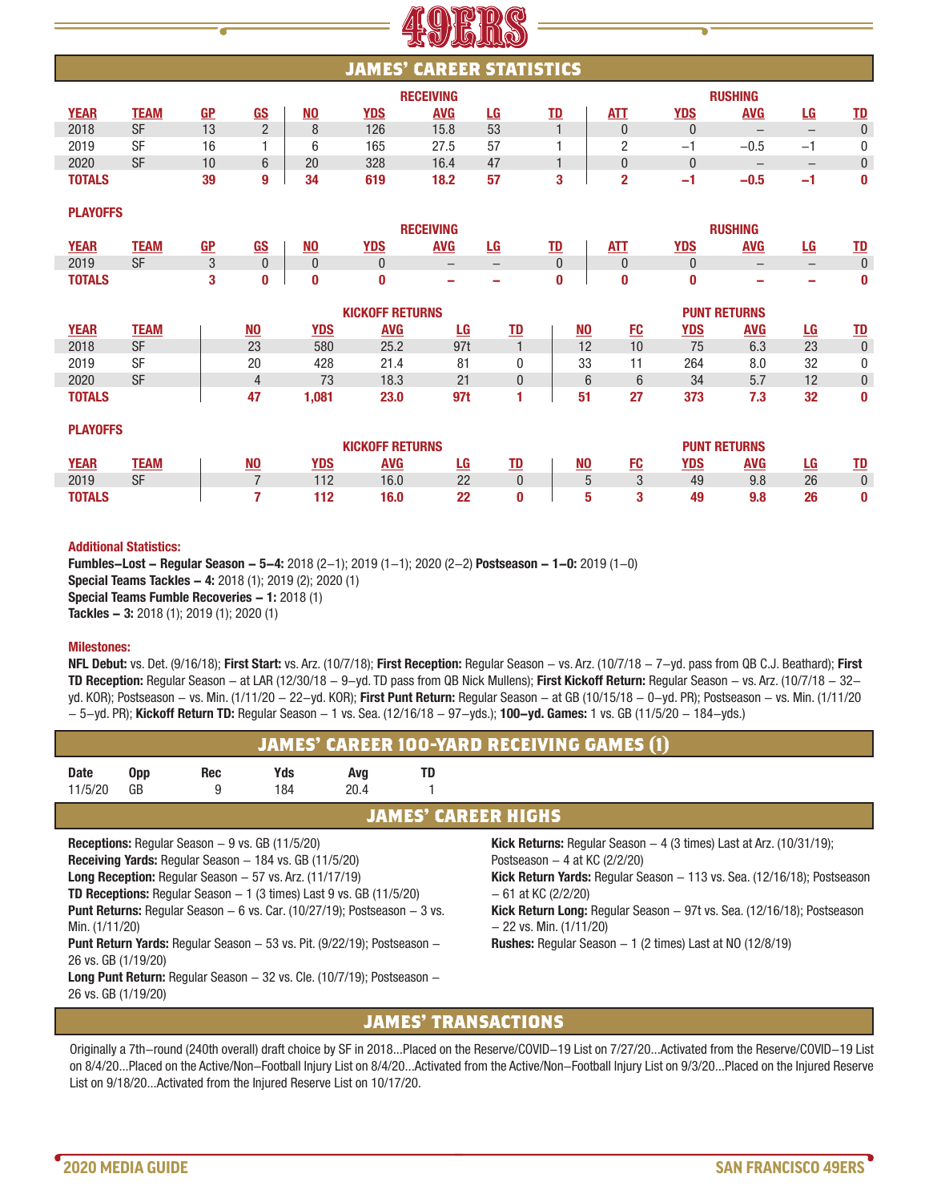## JAMES' CAREER STATISTICS

| | | | | RECEIVING | | | | | RUSHING | | | | |
|---|---|---|---|---|---|---|---|---|---|---|---|---|---|
| YEAR | TEAM | GP | GS | NO | YDS | AVG | LG | TD | ATT | YDS | AVG | LG | TD |
| 2018 | SF | 13 | 2 | 8 | 126 | 15.8 | 53 | 1 | 0 | 0 | – | – | 0 |
| 2019 | SF | 16 | 1 | 6 | 165 | 27.5 | 57 | 1 | 2 | –1 | –0.5 | –1 | 0 |
| 2020 | SF | 10 | 6 | 20 | 328 | 16.4 | 47 | 1 | 0 | 0 | – | – | 0 |
| **TOTALS** | | **39** | **9** | **34** | **619** | **18.2** | **57** | **3** | **2** | **–1** | **–0.5** | **–1** | **0** |

**PLAYOFFS**

| | | | | RECEIVING | | | | | RUSHING | | | | |
|---|---|---|---|---|---|---|---|---|---|---|---|---|---|
| YEAR | TEAM | GP | GS | NO | YDS | AVG | LG | TD | ATT | YDS | AVG | LG | TD |
| 2019 | SF | 3 | 0 | 0 | 0 | – | – | 0 | 0 | 0 | – | – | 0 |
| **TOTALS** | | **3** | **0** | **0** | **0** | **–** | **–** | **0** | **0** | **0** | **–** | **–** | **0** |

| | | KICKOFF RETURNS | | | | | PUNT RETURNS | | | | | |
|---|---|---|---|---|---|---|---|---|---|---|---|---|
| YEAR | TEAM | NO | YDS | AVG | LG | TD | NO | FC | YDS | AVG | LG | TD |
| 2018 | SF | 23 | 580 | 25.2 | 97t | 1 | 12 | 10 | 75 | 6.3 | 23 | 0 |
| 2019 | SF | 20 | 428 | 21.4 | 81 | 0 | 33 | 11 | 264 | 8.0 | 32 | 0 |
| 2020 | SF | 4 | 73 | 18.3 | 21 | 0 | 6 | 6 | 34 | 5.7 | 12 | 0 |
| **TOTALS** | | **47** | **1,081** | **23.0** | **97t** | **1** | **51** | **27** | **373** | **7.3** | **32** | **0** |

**PLAYOFFS**

| | | KICKOFF RETURNS | | | | | PUNT RETURNS | | | | | |
|---|---|---|---|---|---|---|---|---|---|---|---|---|
| YEAR | TEAM | NO | YDS | AVG | LG | TD | NO | FC | YDS | AVG | LG | TD |
| 2019 | SF | 7 | 112 | 16.0 | 22 | 0 | 5 | 3 | 49 | 9.8 | 26 | 0 |
| **TOTALS** | | **7** | **112** | **16.0** | **22** | **0** | **5** | **3** | **49** | **9.8** | **26** | **0** |

**Additional Statistics:**

**Fumbles–Lost – Regular Season – 5–4:** 2018 (2–1); 2019 (1–1); 2020 (2–2) **Postseason – 1–0:** 2019 (1–0)
**Special Teams Tackles – 4:** 2018 (1); 2019 (2); 2020 (1)
**Special Teams Fumble Recoveries – 1:** 2018 (1)
**Tackles – 3:** 2018 (1); 2019 (1); 2020 (1)

**Milestones:**

**NFL Debut:** vs. Det. (9/16/18); **First Start:** vs. Arz. (10/7/18); **First Reception:** Regular Season – vs. Arz. (10/7/18 – 7–yd. pass from QB C.J. Beathard); **First TD Reception:** Regular Season – at LAR (12/30/18 – 9–yd. TD pass from QB Nick Mullens); **First Kickoff Return:** Regular Season – vs. Arz. (10/7/18 – 32–yd. KOR); Postseason – vs. Min. (1/11/20 – 22–yd. KOR); **First Punt Return:** Regular Season – at GB (10/15/18 – 0–yd. PR); Postseason – vs. Min. (1/11/20 – 5–yd. PR); **Kickoff Return TD:** Regular Season – 1 vs. Sea. (12/16/18 – 97–yds.); **100–yd. Games:** 1 vs. GB (11/5/20 – 184–yds.)

## JAMES' CAREER 100-YARD RECEIVING GAMES (1)

| Date | Opp | Rec | Yds | Avg | TD |
|---|---|---|---|---|---|
| 11/5/20 | GB | 9 | 184 | 20.4 | 1 |

## JAMES' CAREER HIGHS

**Receptions:** Regular Season – 9 vs. GB (11/5/20)
**Receiving Yards:** Regular Season – 184 vs. GB (11/5/20)
**Long Reception:** Regular Season – 57 vs. Arz. (11/17/19)
**TD Receptions:** Regular Season – 1 (3 times) Last 9 vs. GB (11/5/20)
**Punt Returns:** Regular Season – 6 vs. Car. (10/27/19); Postseason – 3 vs. Min. (1/11/20)
**Punt Return Yards:** Regular Season – 53 vs. Pit. (9/22/19); Postseason – 26 vs. GB (1/19/20)
**Long Punt Return:** Regular Season – 32 vs. Cle. (10/7/19); Postseason – 26 vs. GB (1/19/20)
**Kick Returns:** Regular Season – 4 (3 times) Last at Arz. (10/31/19); Postseason – 4 at KC (2/2/20)
**Kick Return Yards:** Regular Season – 113 vs. Sea. (12/16/18); Postseason – 61 at KC (2/2/20)
**Kick Return Long:** Regular Season – 97t vs. Sea. (12/16/18); Postseason – 22 vs. Min. (1/11/20)
**Rushes:** Regular Season – 1 (2 times) Last at NO (12/8/19)

## JAMES' TRANSACTIONS

Originally a 7th–round (240th overall) draft choice by SF in 2018...Placed on the Reserve/COVID–19 List on 7/27/20...Activated from the Reserve/COVID–19 List on 8/4/20...Placed on the Active/Non–Football Injury List on 8/4/20...Activated from the Active/Non–Football Injury List on 9/3/20...Placed on the Injured Reserve List on 9/18/20...Activated from the Injured Reserve List on 10/17/20.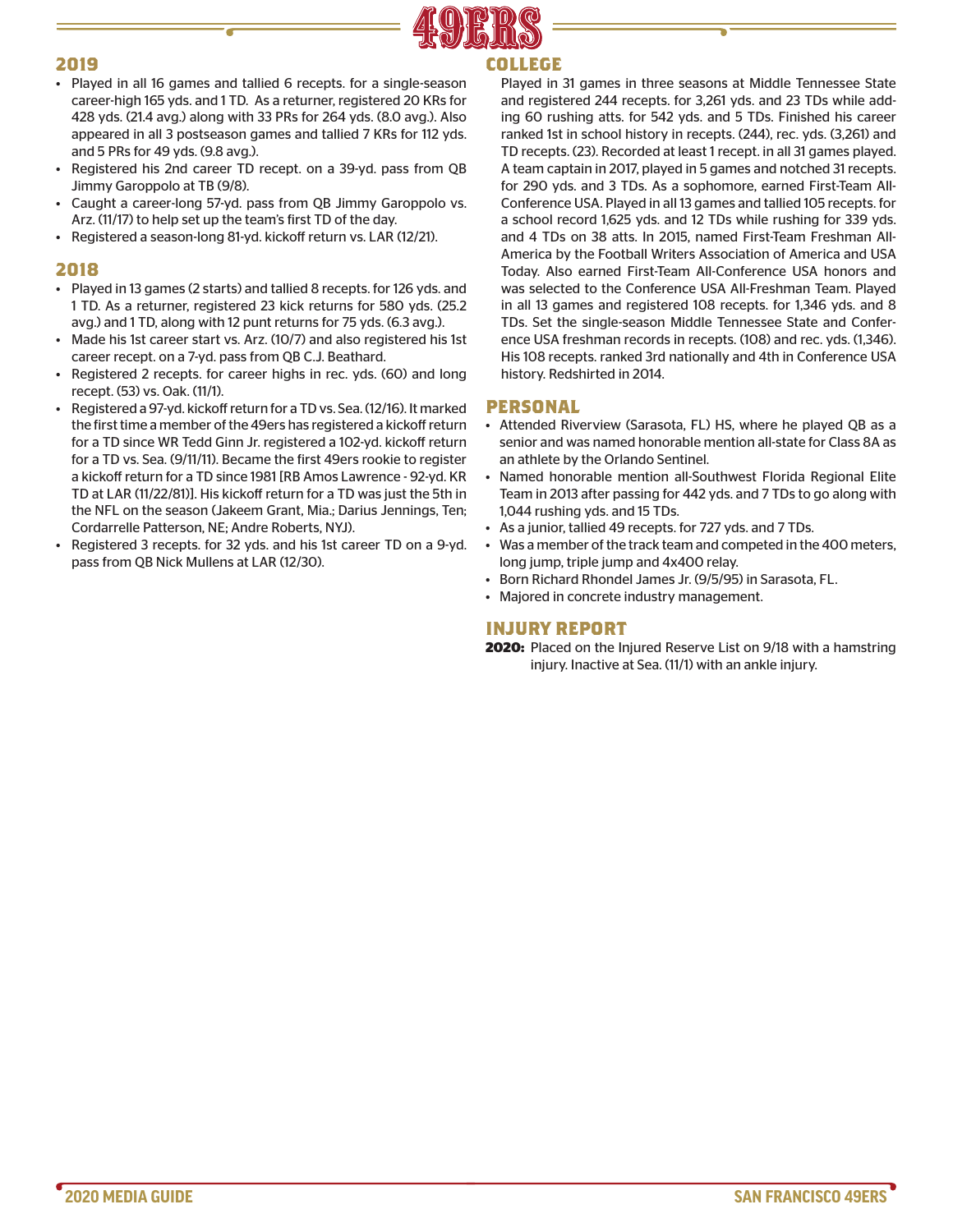## 2019

- Played in all 16 games and tallied 6 recepts. for a single-season career-high 165 yds. and 1 TD. As a returner, registered 20 KRs for 428 yds. (21.4 avg.) along with 33 PRs for 264 yds. (8.0 avg.). Also appeared in all 3 postseason games and tallied 7 KRs for 112 yds. and 5 PRs for 49 yds. (9.8 avg.).
- Registered his 2nd career TD recept. on a 39-yd. pass from QB Jimmy Garoppolo at TB (9/8).
- Caught a career-long 57-yd. pass from QB Jimmy Garoppolo vs. Arz. (11/17) to help set up the team's first TD of the day.
- Registered a season-long 81-yd. kickoff return vs. LAR (12/21).

## 2018

- Played in 13 games (2 starts) and tallied 8 recepts. for 126 yds. and 1 TD. As a returner, registered 23 kick returns for 580 yds. (25.2 avg.) and 1 TD, along with 12 punt returns for 75 yds. (6.3 avg.).
- Made his 1st career start vs. Arz. (10/7) and also registered his 1st career recept. on a 7-yd. pass from QB C.J. Beathard.
- Registered 2 recepts. for career highs in rec. yds. (60) and long recept. (53) vs. Oak. (11/1).
- Registered a 97-yd. kickoff return for a TD vs. Sea. (12/16). It marked the first time a member of the 49ers has registered a kickoff return for a TD since WR Tedd Ginn Jr. registered a 102-yd. kickoff return for a TD vs. Sea. (9/11/11). Became the first 49ers rookie to register a kickoff return for a TD since 1981 [RB Amos Lawrence - 92-yd. KR TD at LAR (11/22/81)]. His kickoff return for a TD was just the 5th in the NFL on the season (Jakeem Grant, Mia.; Darius Jennings, Ten; Cordarrelle Patterson, NE; Andre Roberts, NYJ).
- Registered 3 recepts. for 32 yds. and his 1st career TD on a 9-yd. pass from QB Nick Mullens at LAR (12/30).

## COLLEGE

Played in 31 games in three seasons at Middle Tennessee State and registered 244 recepts. for 3,261 yds. and 23 TDs while adding 60 rushing atts. for 542 yds. and 5 TDs. Finished his career ranked 1st in school history in recepts. (244), rec. yds. (3,261) and TD recepts. (23). Recorded at least 1 recept. in all 31 games played. A team captain in 2017, played in 5 games and notched 31 recepts. for 290 yds. and 3 TDs. As a sophomore, earned First-Team All-Conference USA. Played in all 13 games and tallied 105 recepts. for a school record 1,625 yds. and 12 TDs while rushing for 339 yds. and 4 TDs on 38 atts. In 2015, named First-Team Freshman All-America by the Football Writers Association of America and USA Today. Also earned First-Team All-Conference USA honors and was selected to the Conference USA All-Freshman Team. Played in all 13 games and registered 108 recepts. for 1,346 yds. and 8 TDs. Set the single-season Middle Tennessee State and Conference USA freshman records in recepts. (108) and rec. yds. (1,346). His 108 recepts. ranked 3rd nationally and 4th in Conference USA history. Redshirted in 2014.

## PERSONAL

- Attended Riverview (Sarasota, FL) HS, where he played QB as a senior and was named honorable mention all-state for Class 8A as an athlete by the Orlando Sentinel.
- Named honorable mention all-Southwest Florida Regional Elite Team in 2013 after passing for 442 yds. and 7 TDs to go along with 1,044 rushing yds. and 15 TDs.
- As a junior, tallied 49 recepts. for 727 yds. and 7 TDs.
- Was a member of the track team and competed in the 400 meters, long jump, triple jump and 4x400 relay.
- Born Richard Rhondel James Jr. (9/5/95) in Sarasota, FL.
- Majored in concrete industry management.

## INJURY REPORT

**2020:** Placed on the Injured Reserve List on 9/18 with a hamstring injury. Inactive at Sea. (11/1) with an ankle injury.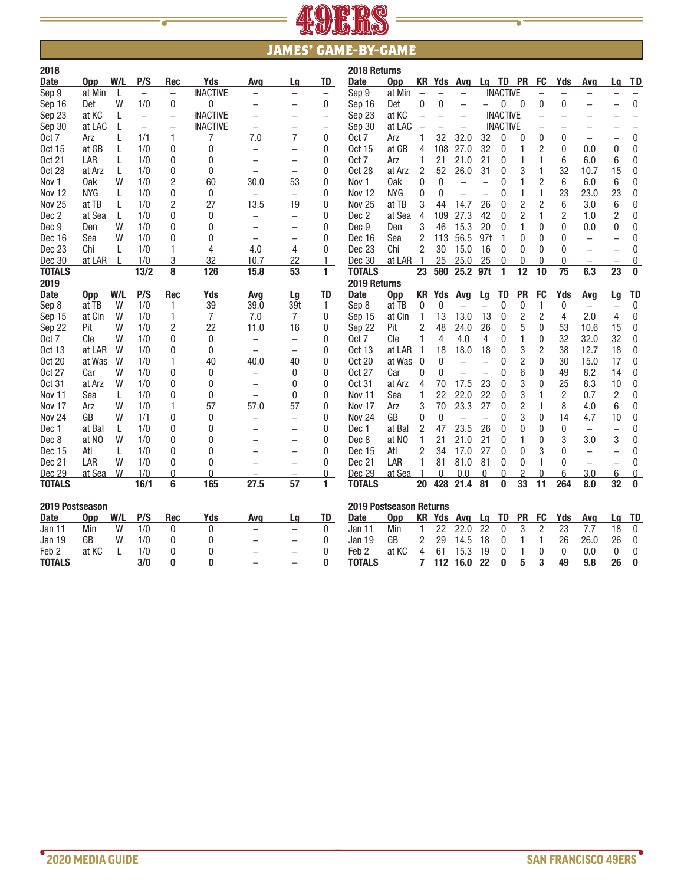# 49ERS

## JAMES' GAME-BY-GAME

### 2018

| Date | Opp | W/L | P/S | Rec | Yds | Avg | Lg | TD |
|---|---|---|---|---|---|---|---|---|
| Sep 9 | at Min | L | – | – | INACTIVE | – | – | – |
| Sep 16 | Det | W | 1/0 | 0 | 0 | – | – | 0 |
| Sep 23 | at KC | L | – | – | INACTIVE | – | – | – |
| Sep 30 | at LAC | L | – | – | INACTIVE | – | – | – |
| Oct 7 | Arz | L | 1/1 | 1 | 7 | 7.0 | 7 | 0 |
| Oct 15 | at GB | L | 1/0 | 0 | 0 | – | – | 0 |
| Oct 21 | LAR | L | 1/0 | 0 | 0 | – | – | 0 |
| Oct 28 | at Arz | L | 1/0 | 0 | 0 | – | – | 0 |
| Nov 1 | Oak | W | 1/0 | 2 | 60 | 30.0 | 53 | 0 |
| Nov 12 | NYG | L | 1/0 | 0 | 0 | – | – | 0 |
| Nov 25 | at TB | L | 1/0 | 2 | 27 | 13.5 | 19 | 0 |
| Dec 2 | at Sea | L | 1/0 | 0 | 0 | – | – | 0 |
| Dec 9 | Den | W | 1/0 | 0 | 0 | – | – | 0 |
| Dec 16 | Sea | W | 1/0 | 0 | 0 | – | – | 0 |
| Dec 23 | Chi | L | 1/0 | 1 | 4 | 4.0 | 4 | 0 |
| Dec 30 | at LAR | L | 1/0 | 3 | 32 | 10.7 | 22 | 1 |
| **TOTALS** | | | **13/2** | **8** | **126** | **15.8** | **53** | **1** |

### 2019

| Date | Opp | W/L | P/S | Rec | Yds | Avg | Lg | TD |
|---|---|---|---|---|---|---|---|---|
| Sep 8 | at TB | W | 1/0 | 1 | 39 | 39.0 | 39t | 1 |
| Sep 15 | at Cin | W | 1/0 | 1 | 7 | 7.0 | 7 | 0 |
| Sep 22 | Pit | W | 1/0 | 2 | 22 | 11.0 | 16 | 0 |
| Oct 7 | Cle | W | 1/0 | 0 | 0 | – | – | 0 |
| Oct 13 | at LAR | W | 1/0 | 0 | 0 | – | – | 0 |
| Oct 20 | at Was | W | 1/0 | 1 | 40 | 40.0 | 40 | 0 |
| Oct 27 | Car | W | 1/0 | 0 | 0 | – | 0 | 0 |
| Oct 31 | at Arz | W | 1/0 | 0 | 0 | – | 0 | 0 |
| Nov 11 | Sea | L | 1/0 | 0 | 0 | – | 0 | 0 |
| Nov 17 | Arz | W | 1/0 | 1 | 57 | 57.0 | 57 | 0 |
| Nov 24 | GB | W | 1/1 | 0 | 0 | – | – | 0 |
| Dec 1 | at Bal | L | 1/0 | 0 | 0 | – | – | 0 |
| Dec 8 | at NO | W | 1/0 | 0 | 0 | – | – | 0 |
| Dec 15 | Atl | L | 1/0 | 0 | 0 | – | – | 0 |
| Dec 21 | LAR | W | 1/0 | 0 | 0 | – | – | 0 |
| Dec 29 | at Sea | W | 1/0 | 0 | 0 | – | – | 0 |
| **TOTALS** | | | **16/1** | **6** | **165** | **27.5** | **57** | **1** |

### 2019 Postseason

| Date | Opp | W/L | P/S | Rec | Yds | Avg | Lg | TD |
|---|---|---|---|---|---|---|---|---|
| Jan 11 | Min | W | 1/0 | 0 | 0 | – | – | 0 |
| Jan 19 | GB | W | 1/0 | 0 | 0 | – | – | 0 |
| Feb 2 | at KC | L | 1/0 | 0 | 0 | – | – | 0 |
| **TOTALS** | | | **3/0** | **0** | **0** | **–** | **–** | **0** |

### 2018 Returns

| Date | Opp | KR | Yds | Avg | Lg | TD | PR | FC | Yds | Avg | Lg | TD |
|---|---|---|---|---|---|---|---|---|---|---|---|---|
| Sep 9 | at Min | – | – | – | INACTIVE | | | – | – | – | – | – |
| Sep 16 | Det | 0 | 0 | – | – | 0 | 0 | 0 | 0 | – | – | 0 |
| Sep 23 | at KC | – | – | – | INACTIVE | | | – | – | – | – | – |
| Sep 30 | at LAC | – | – | – | INACTIVE | | | – | – | – | – | – |
| Oct 7 | Arz | 1 | 32 | 32.0 | 32 | 0 | 0 | 0 | 0 | – | – | 0 |
| Oct 15 | at GB | 4 | 108 | 27.0 | 32 | 0 | 1 | 2 | 0 | 0.0 | 0 | 0 |
| Oct 7 | Arz | 1 | 21 | 21.0 | 21 | 0 | 1 | 1 | 6 | 6.0 | 6 | 0 |
| Oct 28 | at Arz | 2 | 52 | 26.0 | 31 | 0 | 3 | 1 | 32 | 10.7 | 15 | 0 |
| Nov 1 | Oak | 0 | 0 | – | – | 0 | 1 | 2 | 6 | 6.0 | 6 | 0 |
| Nov 12 | NYG | 0 | 0 | – | – | 0 | 1 | 1 | 23 | 23.0 | 23 | 0 |
| Nov 25 | at TB | 3 | 44 | 14.7 | 26 | 0 | 2 | 2 | 6 | 3.0 | 6 | 0 |
| Dec 2 | at Sea | 4 | 109 | 27.3 | 42 | 0 | 2 | 1 | 2 | 1.0 | 2 | 0 |
| Dec 9 | Den | 3 | 46 | 15.3 | 20 | 0 | 1 | 0 | 0 | 0.0 | 0 | 0 |
| Dec 16 | Sea | 2 | 113 | 56.5 | 97t | 1 | 0 | 0 | 0 | – | – | 0 |
| Dec 23 | Chi | 2 | 30 | 15.0 | 16 | 0 | 0 | 0 | 0 | – | – | 0 |
| Dec 30 | at LAR | 1 | 25 | 25.0 | 25 | 0 | 0 | 0 | 0 | – | – | 0 |
| **TOTALS** | | **23** | **580** | **25.2** | **97t** | **1** | **12** | **10** | **75** | **6.3** | **23** | **0** |

### 2019 Returns

| Date | Opp | KR | Yds | Avg | Lg | TD | PR | FC | Yds | Avg | Lg | TD |
|---|---|---|---|---|---|---|---|---|---|---|---|---|
| Sep 8 | at TB | 0 | 0 | – | – | 0 | 0 | 1 | 0 | – | – | 0 |
| Sep 15 | at Cin | 1 | 13 | 13.0 | 13 | 0 | 2 | 2 | 4 | 2.0 | 4 | 0 |
| Sep 22 | Pit | 2 | 48 | 24.0 | 26 | 0 | 5 | 0 | 53 | 10.6 | 15 | 0 |
| Oct 7 | Cle | 1 | 4 | 4.0 | 4 | 0 | 1 | 0 | 32 | 32.0 | 32 | 0 |
| Oct 13 | at LAR | 1 | 18 | 18.0 | 18 | 0 | 3 | 2 | 38 | 12.7 | 18 | 0 |
| Oct 20 | at Was | 0 | 0 | – | – | 0 | 2 | 0 | 30 | 15.0 | 17 | 0 |
| Oct 27 | Car | 0 | 0 | – | – | 0 | 6 | 0 | 49 | 8.2 | 14 | 0 |
| Oct 31 | at Arz | 4 | 70 | 17.5 | 23 | 0 | 3 | 0 | 25 | 8.3 | 10 | 0 |
| Nov 11 | Sea | 1 | 22 | 22.0 | 22 | 0 | 3 | 1 | 2 | 0.7 | 2 | 0 |
| Nov 17 | Arz | 3 | 70 | 23.3 | 27 | 0 | 2 | 1 | 8 | 4.0 | 6 | 0 |
| Nov 24 | GB | 0 | 0 | – | – | 0 | 3 | 0 | 14 | 4.7 | 10 | 0 |
| Dec 1 | at Bal | 2 | 47 | 23.5 | 26 | 0 | 0 | 0 | 0 | – | – | 0 |
| Dec 8 | at NO | 1 | 21 | 21.0 | 21 | 0 | 1 | 0 | 3 | 3.0 | 3 | 0 |
| Dec 15 | Atl | 2 | 34 | 17.0 | 27 | 0 | 0 | 3 | 0 | – | – | 0 |
| Dec 21 | LAR | 1 | 81 | 81.0 | 81 | 0 | 0 | 1 | 0 | – | – | 0 |
| Dec 29 | at Sea | 1 | 0 | 0.0 | 0 | 0 | 2 | 0 | 6 | 3.0 | 6 | 0 |
| **TOTALS** | | **20** | **428** | **21.4** | **81** | **0** | **33** | **11** | **264** | **8.0** | **32** | **0** |

### 2019 Postseason Returns

| Date | Opp | KR | Yds | Avg | Lg | TD | PR | FC | Yds | Avg | Lg | TD |
|---|---|---|---|---|---|---|---|---|---|---|---|---|
| Jan 11 | Min | 1 | 22 | 22.0 | 22 | 0 | 3 | 2 | 23 | 7.7 | 18 | 0 |
| Jan 19 | GB | 2 | 29 | 14.5 | 18 | 0 | 1 | 1 | 26 | 26.0 | 26 | 0 |
| Feb 2 | at KC | 4 | 61 | 15.3 | 19 | 0 | 1 | 0 | 0 | 0.0 | 0 | 0 |
| **TOTALS** | | **7** | **112** | **16.0** | **22** | **0** | **5** | **3** | **49** | **9.8** | **26** | **0** |